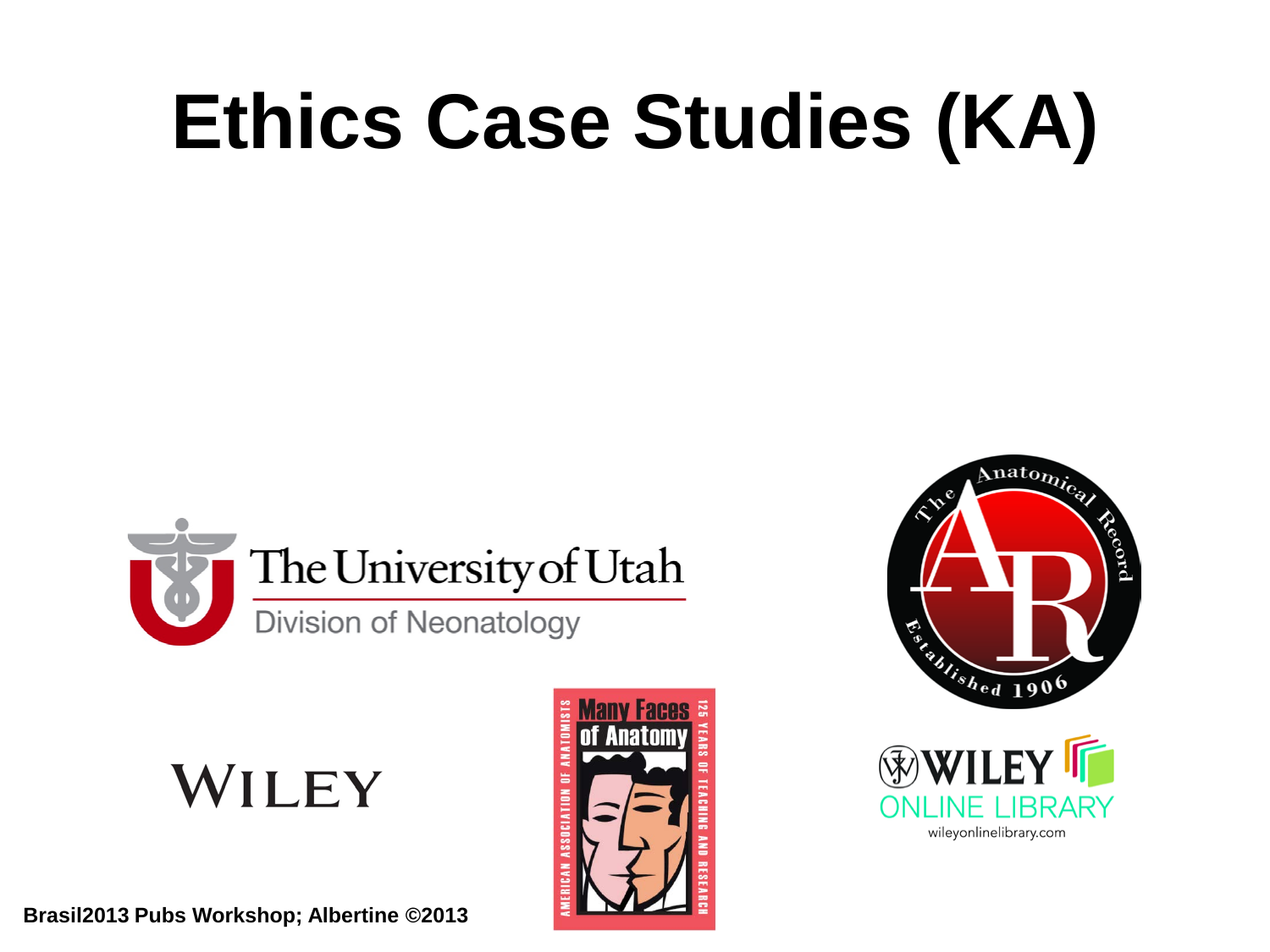# Ethics Case Studies (KA)

The University of Utah

Division of Neonatology

WILEY

Many Faces of Anatomy

AMERICAN ASSOCIATION OF ANATOMISTS

125 YEARS OF TEACHING AND RESEARCH

The Anatomical Record

Established 1906

WILEY ONLINE LIBRARY

wileyonlinelibrary.com

**Brasil2013 Pubs Workshop; Albertine ©2013**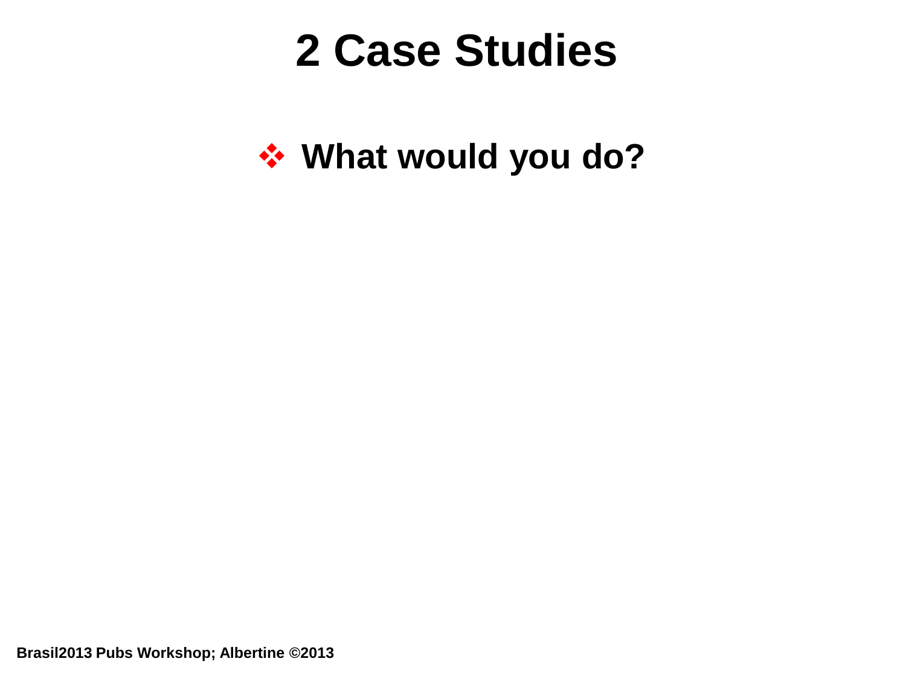# 2 Case Studies

- **What would you do?**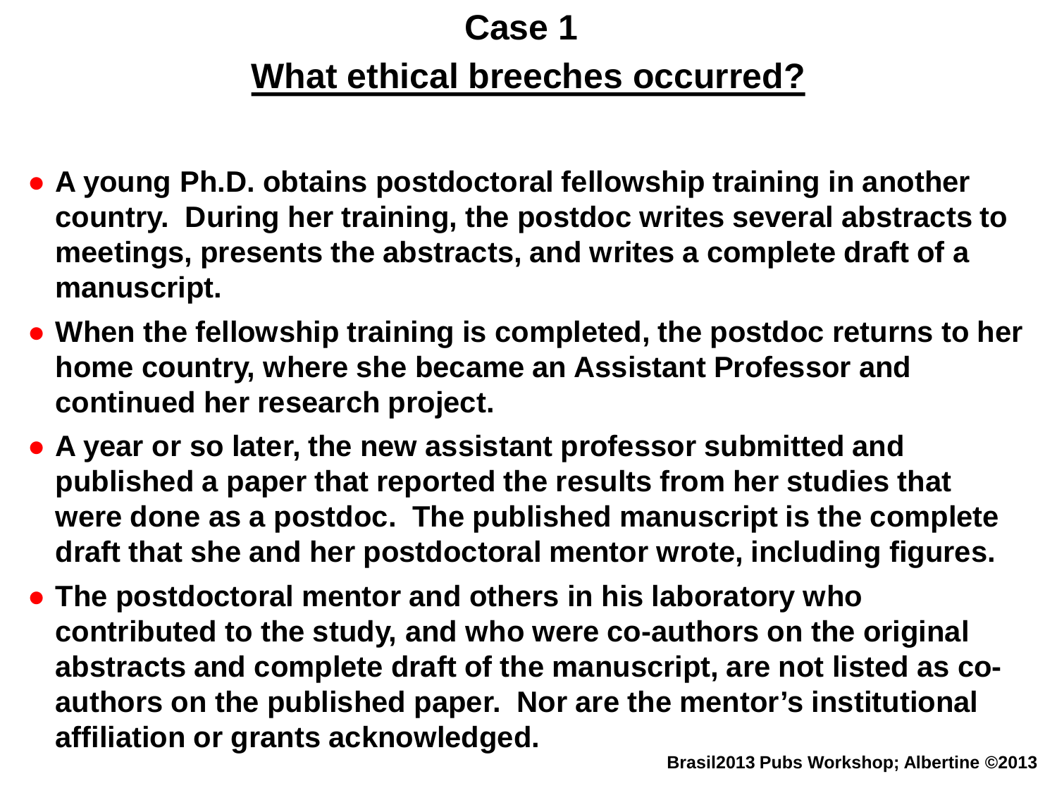# Case 1

## What ethical breeches occurred?

- **A young Ph.D. obtains postdoctoral fellowship training in another country. During her training, the postdoc writes several abstracts to meetings, presents the abstracts, and writes a complete draft of a manuscript.**
- **When the fellowship training is completed, the postdoc returns to her home country, where she became an Assistant Professor and continued her research project.**
- **A year or so later, the new assistant professor submitted and published a paper that reported the results from her studies that were done as a postdoc. The published manuscript is the complete draft that she and her postdoctoral mentor wrote, including figures.**
- **The postdoctoral mentor and others in his laboratory who contributed to the study, and who were co-authors on the original abstracts and complete draft of the manuscript, are not listed as co-authors on the published paper. Nor are the mentor's institutional affiliation or grants acknowledged.**

Brasil2013 Pubs Workshop; Albertine ©2013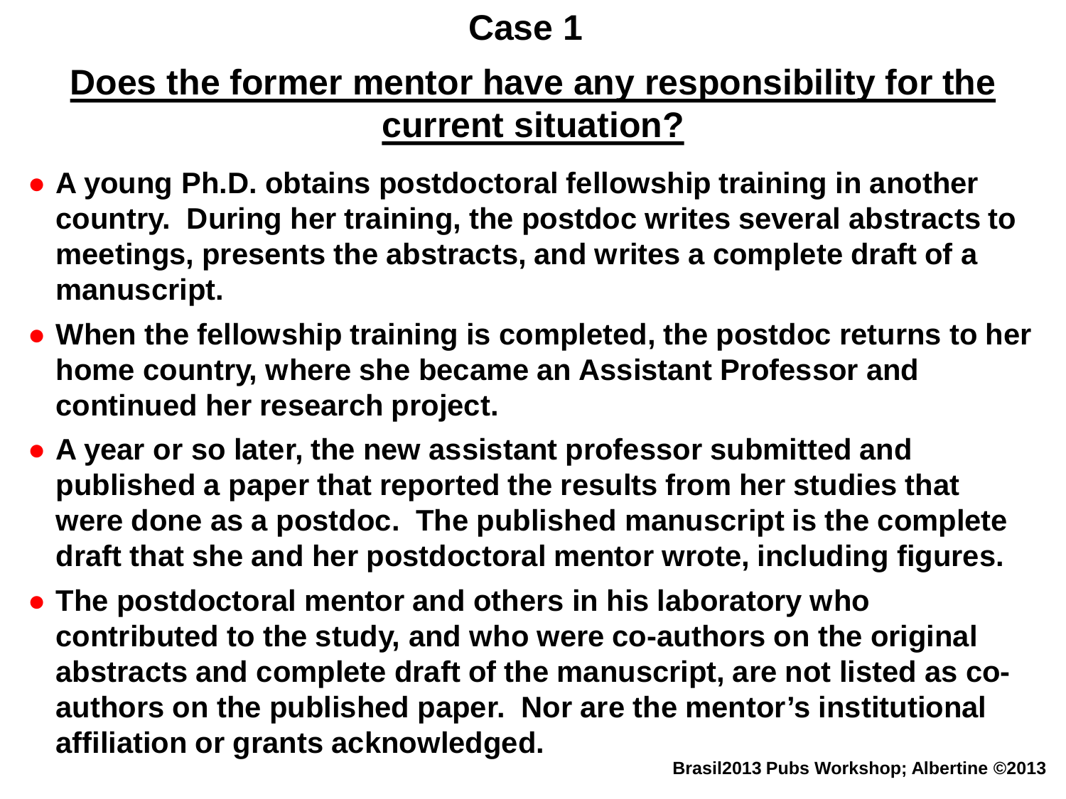# Case 1

## Does the former mentor have any responsibility for the current situation?

- **A young Ph.D. obtains postdoctoral fellowship training in another country. During her training, the postdoc writes several abstracts to meetings, presents the abstracts, and writes a complete draft of a manuscript.**
- **When the fellowship training is completed, the postdoc returns to her home country, where she became an Assistant Professor and continued her research project.**
- **A year or so later, the new assistant professor submitted and published a paper that reported the results from her studies that were done as a postdoc. The published manuscript is the complete draft that she and her postdoctoral mentor wrote, including figures.**
- **The postdoctoral mentor and others in his laboratory who contributed to the study, and who were co-authors on the original abstracts and complete draft of the manuscript, are not listed as co-authors on the published paper. Nor are the mentor's institutional affiliation or grants acknowledged.**

Brasil2013 Pubs Workshop; Albertine ©2013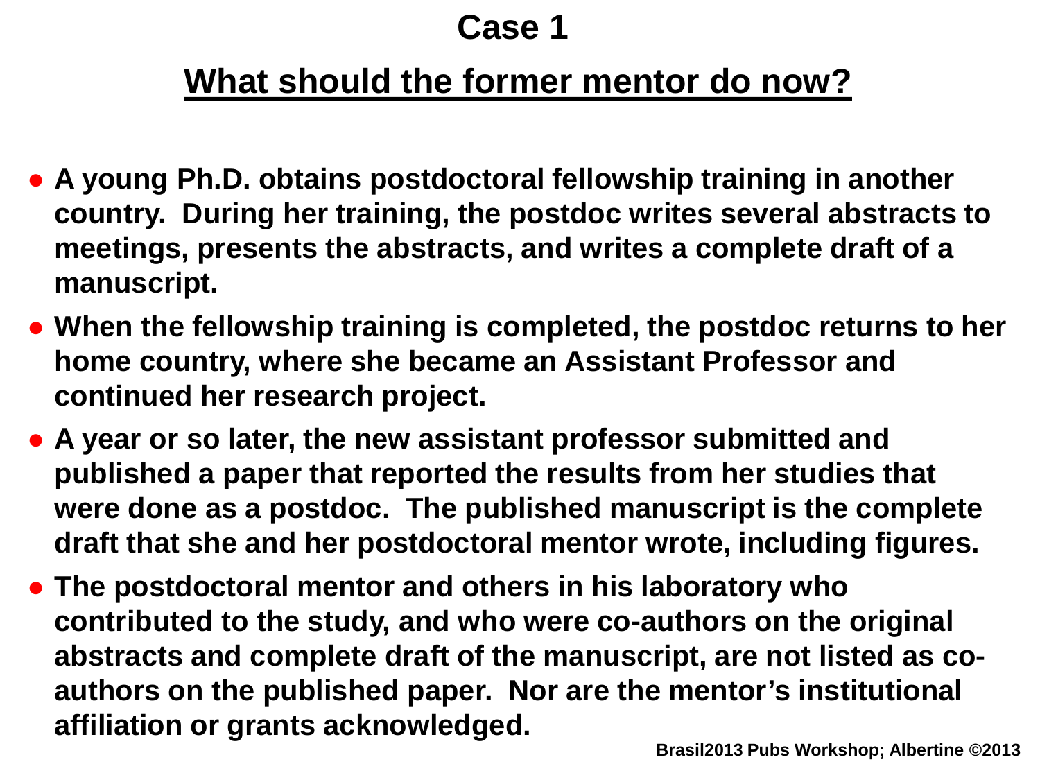# Case 1

## What should the former mentor do now?

- **A young Ph.D. obtains postdoctoral fellowship training in another country. During her training, the postdoc writes several abstracts to meetings, presents the abstracts, and writes a complete draft of a manuscript.**
- **When the fellowship training is completed, the postdoc returns to her home country, where she became an Assistant Professor and continued her research project.**
- **A year or so later, the new assistant professor submitted and published a paper that reported the results from her studies that were done as a postdoc. The published manuscript is the complete draft that she and her postdoctoral mentor wrote, including figures.**
- **The postdoctoral mentor and others in his laboratory who contributed to the study, and who were co-authors on the original abstracts and complete draft of the manuscript, are not listed as co-authors on the published paper. Nor are the mentor's institutional affiliation or grants acknowledged.**

Brasil2013 Pubs Workshop; Albertine ©2013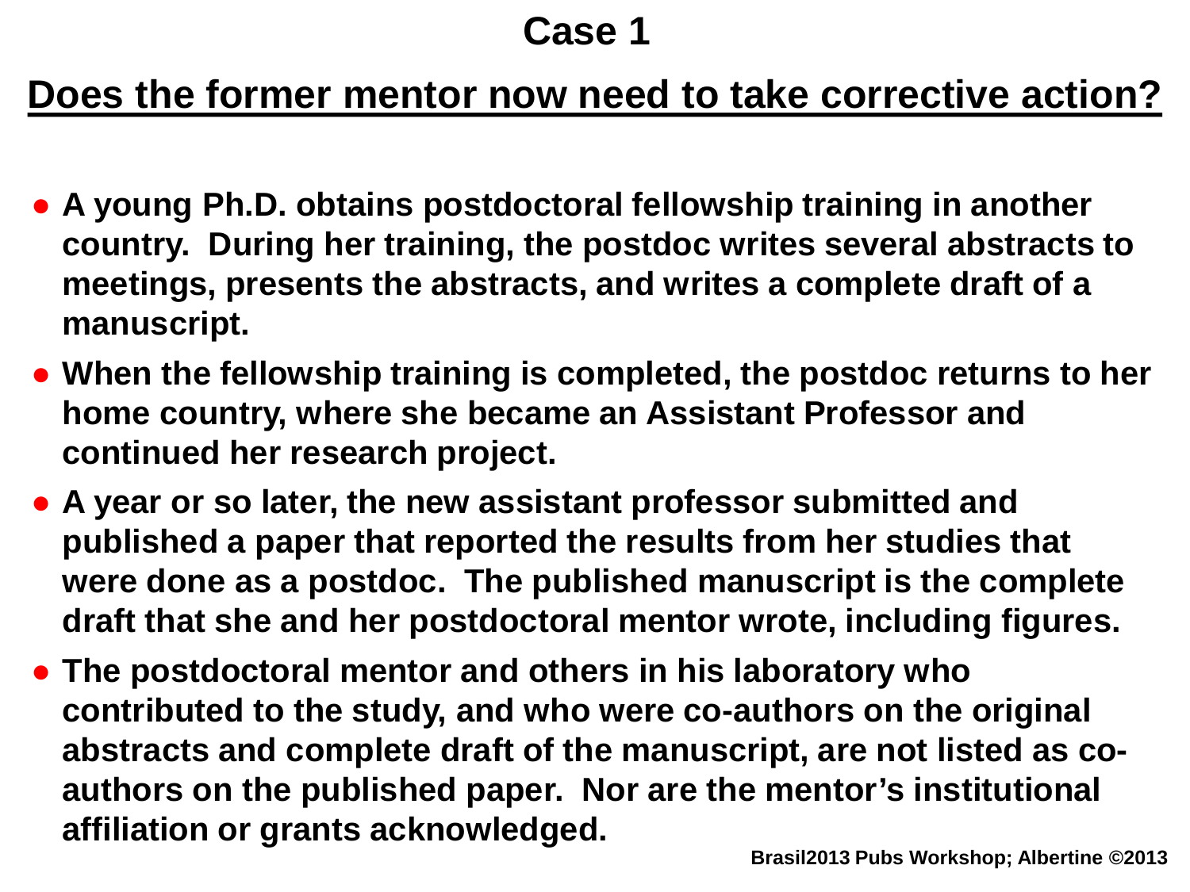# Case 1

## Does the former mentor now need to take corrective action?

- **A young Ph.D. obtains postdoctoral fellowship training in another country. During her training, the postdoc writes several abstracts to meetings, presents the abstracts, and writes a complete draft of a manuscript.**
- **When the fellowship training is completed, the postdoc returns to her home country, where she became an Assistant Professor and continued her research project.**
- **A year or so later, the new assistant professor submitted and published a paper that reported the results from her studies that were done as a postdoc. The published manuscript is the complete draft that she and her postdoctoral mentor wrote, including figures.**
- **The postdoctoral mentor and others in his laboratory who contributed to the study, and who were co-authors on the original abstracts and complete draft of the manuscript, are not listed as co-authors on the published paper. Nor are the mentor's institutional affiliation or grants acknowledged.**

Brasil2013 Pubs Workshop; Albertine ©2013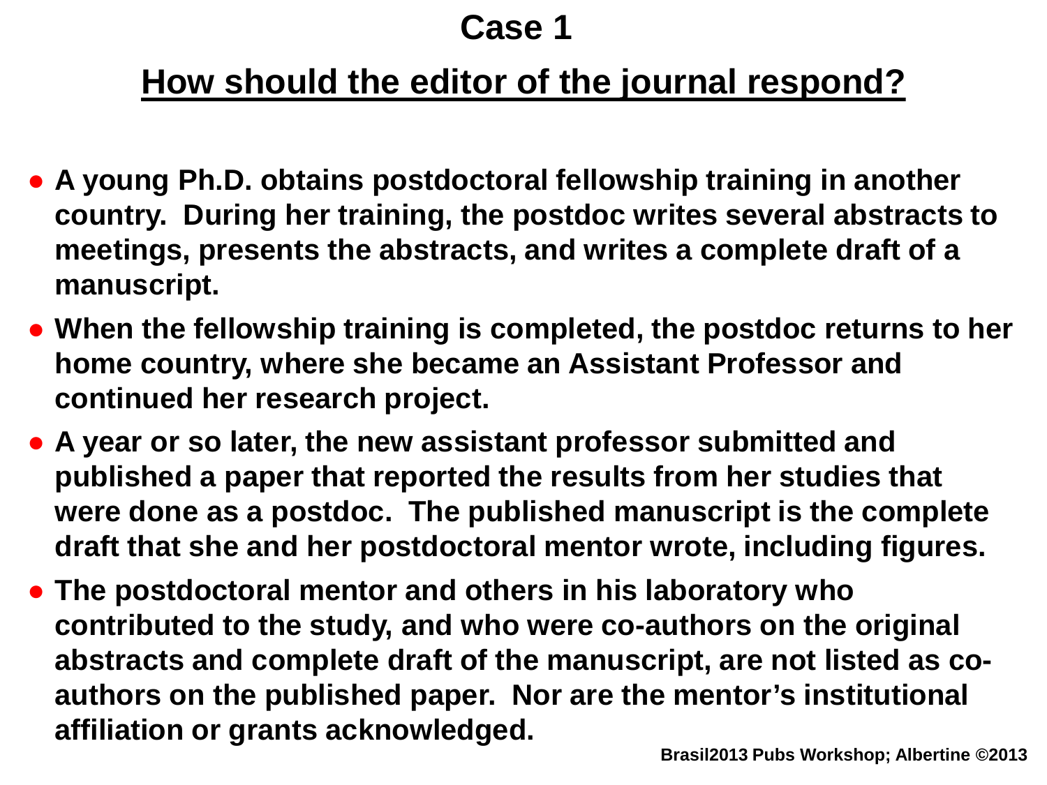# Case 1

## How should the editor of the journal respond?

- **A young Ph.D. obtains postdoctoral fellowship training in another country. During her training, the postdoc writes several abstracts to meetings, presents the abstracts, and writes a complete draft of a manuscript.**
- **When the fellowship training is completed, the postdoc returns to her home country, where she became an Assistant Professor and continued her research project.**
- **A year or so later, the new assistant professor submitted and published a paper that reported the results from her studies that were done as a postdoc. The published manuscript is the complete draft that she and her postdoctoral mentor wrote, including figures.**
- **The postdoctoral mentor and others in his laboratory who contributed to the study, and who were co-authors on the original abstracts and complete draft of the manuscript, are not listed as co-authors on the published paper. Nor are the mentor's institutional affiliation or grants acknowledged.**

**Brasil2013 Pubs Workshop; Albertine ©2013**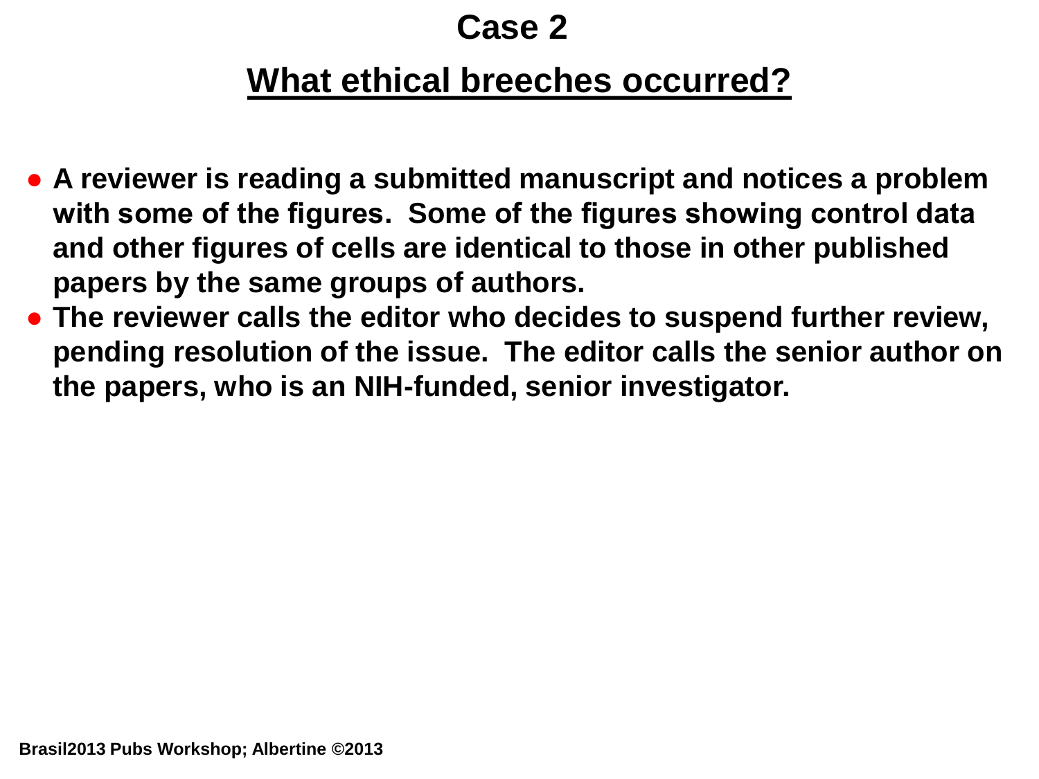# Case 2

## What ethical breeches occurred?

- A reviewer is reading a submitted manuscript and notices a problem with some of the figures. Some of the figures showing control data and other figures of cells are identical to those in other published papers by the same groups of authors.
- The reviewer calls the editor who decides to suspend further review, pending resolution of the issue. The editor calls the senior author on the papers, who is an NIH-funded, senior investigator.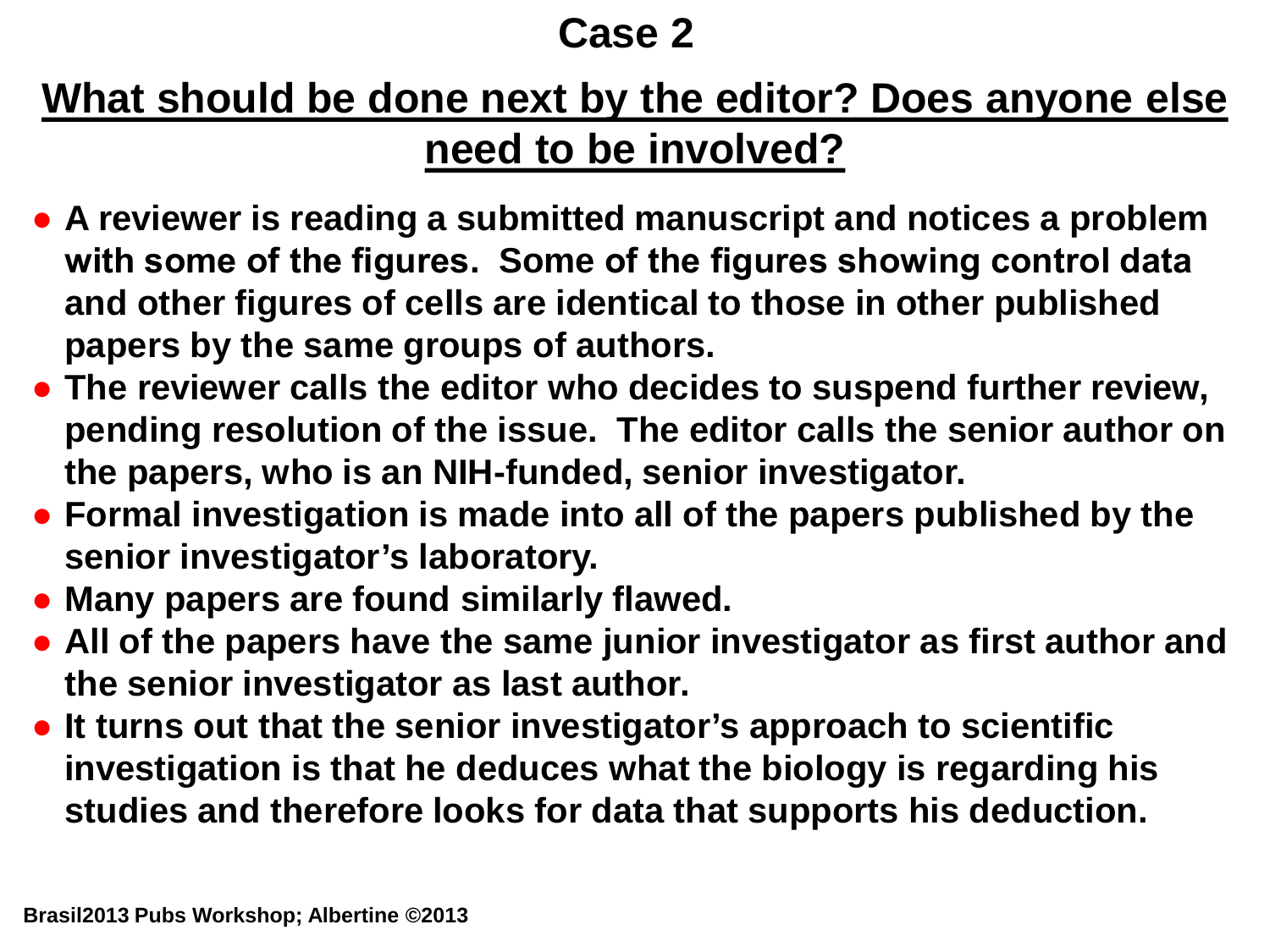# Case 2

## What should be done next by the editor? Does anyone else need to be involved?

- **A reviewer is reading a submitted manuscript and notices a problem with some of the figures. Some of the figures showing control data and other figures of cells are identical to those in other published papers by the same groups of authors.**
- **The reviewer calls the editor who decides to suspend further review, pending resolution of the issue. The editor calls the senior author on the papers, who is an NIH-funded, senior investigator.**
- **Formal investigation is made into all of the papers published by the senior investigator's laboratory.**
- **Many papers are found similarly flawed.**
- **All of the papers have the same junior investigator as first author and the senior investigator as last author.**
- **It turns out that the senior investigator's approach to scientific investigation is that he deduces what the biology is regarding his studies and therefore looks for data that supports his deduction.**

**Brasil2013 Pubs Workshop; Albertine ©2013**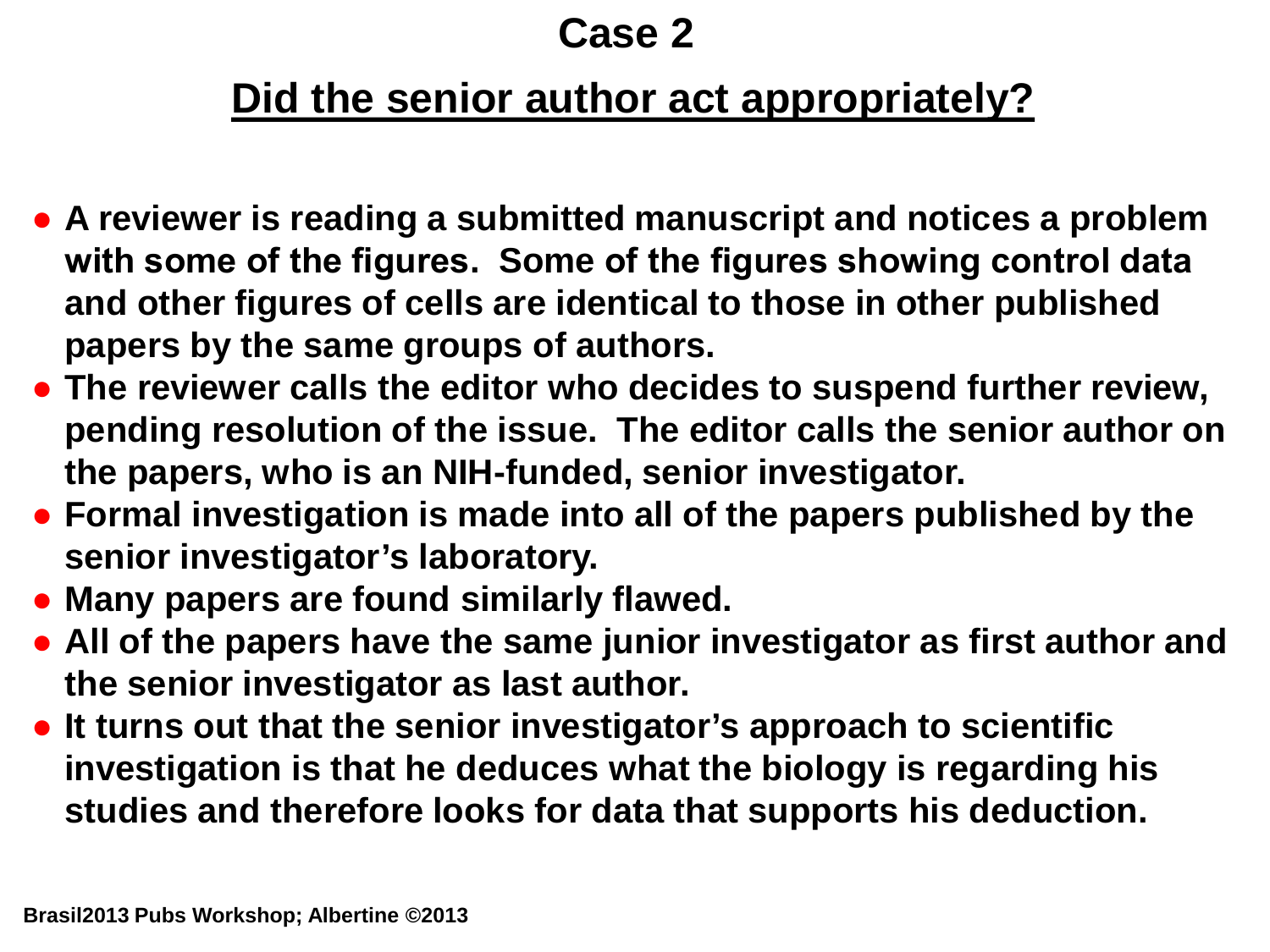# Case 2

## Did the senior author act appropriately?

- A reviewer is reading a submitted manuscript and notices a problem with some of the figures. Some of the figures showing control data and other figures of cells are identical to those in other published papers by the same groups of authors.
- The reviewer calls the editor who decides to suspend further review, pending resolution of the issue. The editor calls the senior author on the papers, who is an NIH-funded, senior investigator.
- Formal investigation is made into all of the papers published by the senior investigator's laboratory.
- Many papers are found similarly flawed.
- All of the papers have the same junior investigator as first author and the senior investigator as last author.
- It turns out that the senior investigator's approach to scientific investigation is that he deduces what the biology is regarding his studies and therefore looks for data that supports his deduction.

Brasil2013 Pubs Workshop; Albertine ©2013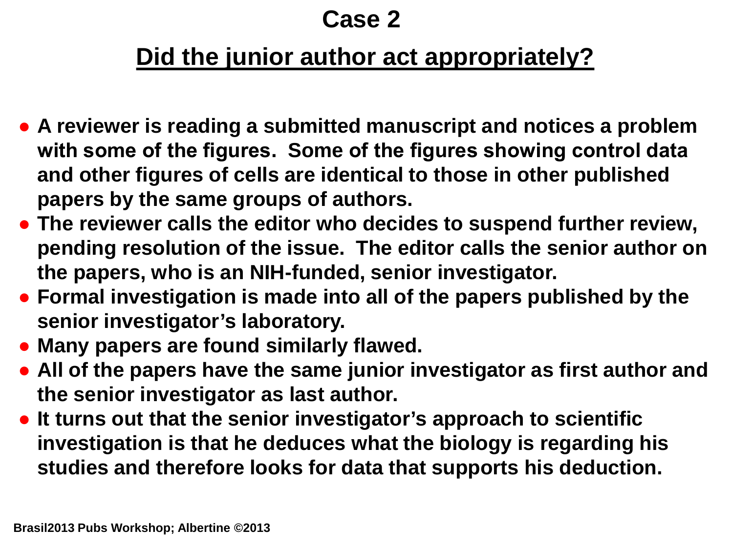# Case 2

## Did the junior author act appropriately?

- **A reviewer is reading a submitted manuscript and notices a problem with some of the figures. Some of the figures showing control data and other figures of cells are identical to those in other published papers by the same groups of authors.**
- **The reviewer calls the editor who decides to suspend further review, pending resolution of the issue. The editor calls the senior author on the papers, who is an NIH-funded, senior investigator.**
- **Formal investigation is made into all of the papers published by the senior investigator's laboratory.**
- **Many papers are found similarly flawed.**
- **All of the papers have the same junior investigator as first author and the senior investigator as last author.**
- **It turns out that the senior investigator's approach to scientific investigation is that he deduces what the biology is regarding his studies and therefore looks for data that supports his deduction.**

**Brasil2013 Pubs Workshop; Albertine ©2013**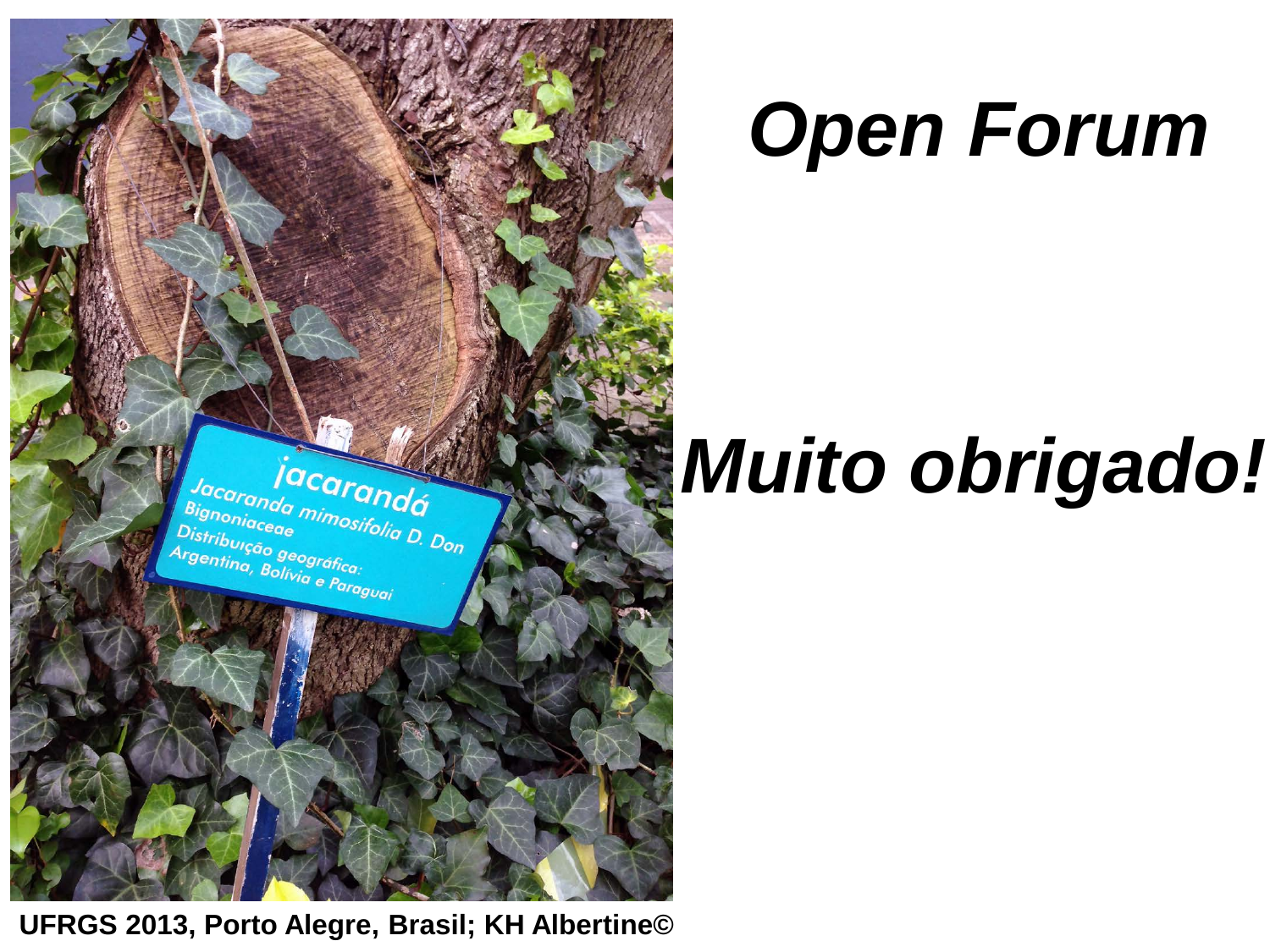# *Open Forum*

# *Muito obrigado!*

**UFRGS 2013, Porto Alegre, Brasil; KH Albertine©**